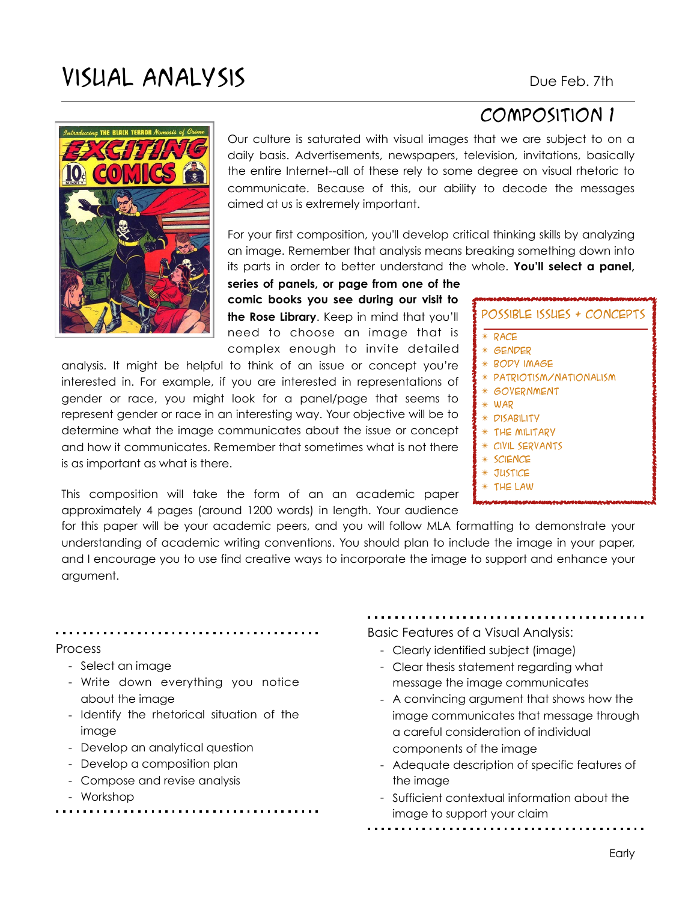# VISUAL ANALYSIS

Due Feb. 7th

## COMPOSITION 1

Our culture is saturated with visual images that we are subject to on a daily basis. Advertisements, newspapers, television, invitations, basically the entire Internet--all of these rely to some degree on visual rhetoric to communicate. Because of this, our ability to decode the messages aimed at us is extremely important.

For your first composition, you'll develop critical thinking skills by analyzing an image. Remember that analysis means breaking something down into its parts in order to better understand the whole. **You'll select a panel, series of panels, or page from one of the comic books you see during our visit to the Rose Library**. Keep in mind that you'll need to choose an image that is complex enough to invite detailed analysis. It might be helpful to think of an issue or concept you're interested in. For example, if you are interested in representations of gender or race, you might look for a panel/page that seems to represent gender or race in an interesting way. Your objective will be to determine what the image communicates about the issue or concept and how it communicates. Remember that sometimes what is not there is as important as what is there.

This composition will take the form of an an academic paper approximately 4 pages (around 1200 words) in length. Your audience for this paper will be your academic peers, and you will follow MLA formatting to demonstrate your understanding of academic writing conventions. You should plan to include the image in your paper, and I encourage you to use find creative ways to incorporate the image to support and enhance your argument.

### POSSIBLE ISSUES + CONCEPTS

- RACE
- GENDER
- BODY IMAGE
- PATRIOTISM/NATIONALISM
- GOVERNMENT
- WAR
- DISABILITY
- THE MILITARY
- CIVIL SERVANTS
- SCIENCE
- JUSTICE
- THE LAW

### Process

- Select an image
- Write down everything you notice about the image
- Identify the rhetorical situation of the image
- Develop an analytical question
- Develop a composition plan
- Compose and revise analysis
- Workshop

### Basic Features of a Visual Analysis:

- Clearly identified subject (image)
- Clear thesis statement regarding what message the image communicates
- A convincing argument that shows how the image communicates that message through a careful consideration of individual components of the image
- Adequate description of specific features of the image
- Sufficient contextual information about the image to support your claim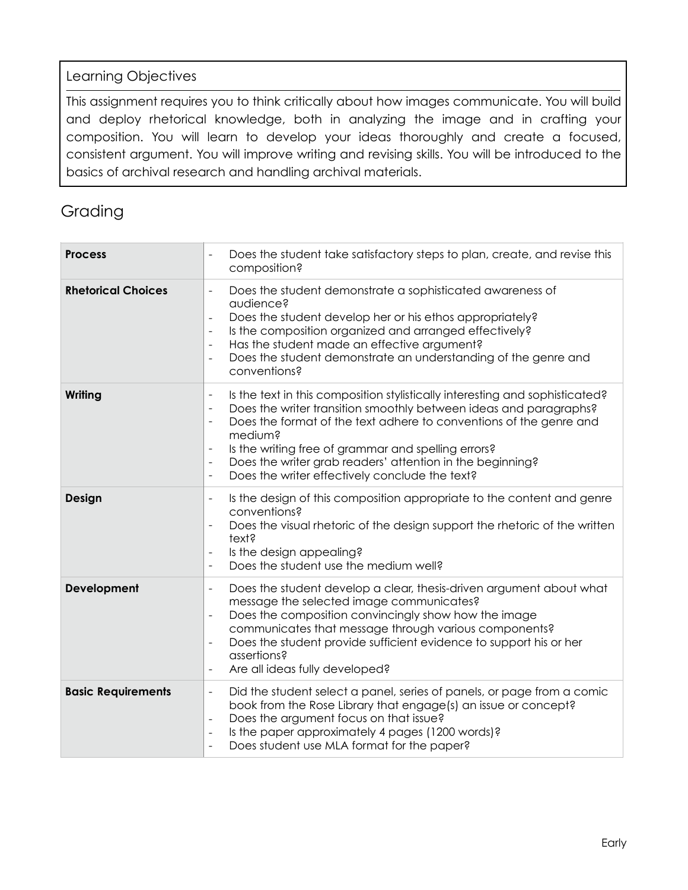## Learning Objectives

This assignment requires you to think critically about how images communicate. You will build and deploy rhetorical knowledge, both in analyzing the image and in crafting your composition. You will learn to develop your ideas thoroughly and create a focused, consistent argument. You will improve writing and revising skills. You will be introduced to the basics of archival research and handling archival materials.

## Grading

| | |
|---|---|
| **Process** | - Does the student take satisfactory steps to plan, create, and revise this composition? |
| **Rhetorical Choices** | - Does the student demonstrate a sophisticated awareness of audience?<br>- Does the student develop her or his ethos appropriately?<br>- Is the composition organized and arranged effectively?<br>- Has the student made an effective argument?<br>- Does the student demonstrate an understanding of the genre and conventions? |
| **Writing** | - Is the text in this composition stylistically interesting and sophisticated?<br>- Does the writer transition smoothly between ideas and paragraphs?<br>- Does the format of the text adhere to conventions of the genre and medium?<br>- Is the writing free of grammar and spelling errors?<br>- Does the writer grab readers' attention in the beginning?<br>- Does the writer effectively conclude the text? |
| **Design** | - Is the design of this composition appropriate to the content and genre conventions?<br>- Does the visual rhetoric of the design support the rhetoric of the written text?<br>- Is the design appealing?<br>- Does the student use the medium well? |
| **Development** | - Does the student develop a clear, thesis-driven argument about what message the selected image communicates?<br>- Does the composition convincingly show how the image communicates that message through various components?<br>- Does the student provide sufficient evidence to support his or her assertions?<br>- Are all ideas fully developed? |
| **Basic Requirements** | - Did the student select a panel, series of panels, or page from a comic book from the Rose Library that engage(s) an issue or concept?<br>- Does the argument focus on that issue?<br>- Is the paper approximately 4 pages (1200 words)?<br>- Does student use MLA format for the paper? |

Early